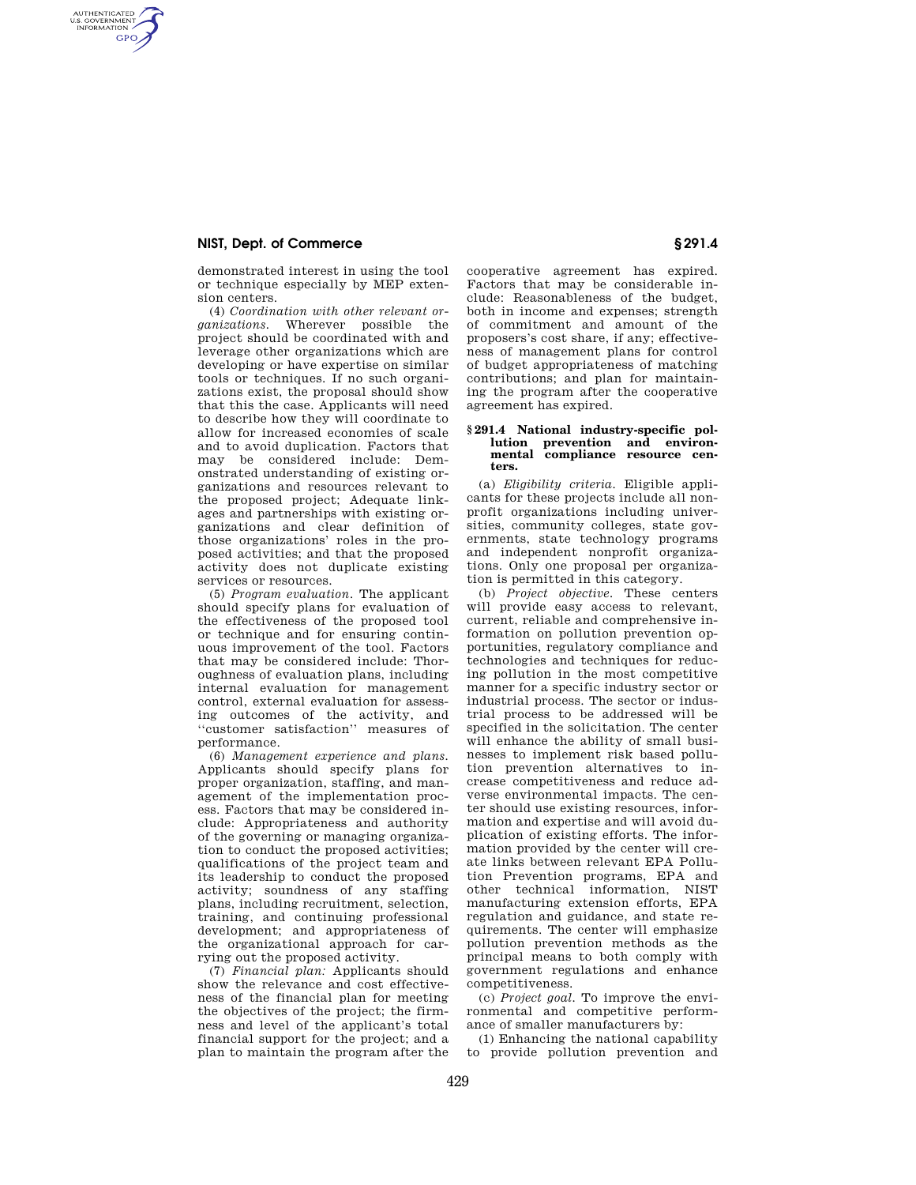demonstrated interest in using the tool or technique especially by MEP extension centers.

(4) *Coordination with other relevant organizations.* Wherever possible the project should be coordinated with and leverage other organizations which are developing or have expertise on similar tools or techniques. If no such organizations exist, the proposal should show that this the case. Applicants will need to describe how they will coordinate to allow for increased economies of scale and to avoid duplication. Factors that may be considered include: Demonstrated understanding of existing organizations and resources relevant to the proposed project; Adequate linkages and partnerships with existing organizations and clear definition of those organizations' roles in the proposed activities; and that the proposed activity does not duplicate existing services or resources.

(5) *Program evaluation.* The applicant should specify plans for evaluation of the effectiveness of the proposed tool or technique and for ensuring continuous improvement of the tool. Factors that may be considered include: Thoroughness of evaluation plans, including internal evaluation for management control, external evaluation for assessing outcomes of the activity, and ''customer satisfaction'' measures of performance.

(6) *Management experience and plans.* Applicants should specify plans for proper organization, staffing, and management of the implementation process. Factors that may be considered include: Appropriateness and authority of the governing or managing organization to conduct the proposed activities; qualifications of the project team and its leadership to conduct the proposed activity; soundness of any staffing plans, including recruitment, selection, training, and continuing professional development; and appropriateness of the organizational approach for carrying out the proposed activity.

(7) *Financial plan:* Applicants should show the relevance and cost effectiveness of the financial plan for meeting the objectives of the project; the firmness and level of the applicant's total financial support for the project; and a plan to maintain the program after the cooperative agreement has expired. Factors that may be considerable include: Reasonableness of the budget, both in income and expenses; strength of commitment and amount of the proposers's cost share, if any; effectiveness of management plans for control of budget appropriateness of matching contributions; and plan for maintaining the program after the cooperative agreement has expired.

## § 291.4 National industry-specific pollution prevention and environmental compliance resource centers.

(a) *Eligibility criteria.* Eligible applicants for these projects include all nonprofit organizations including universities, community colleges, state governments, state technology programs and independent nonprofit organizations. Only one proposal per organization is permitted in this category.

(b) *Project objective.* These centers will provide easy access to relevant, current, reliable and comprehensive information on pollution prevention opportunities, regulatory compliance and technologies and techniques for reducing pollution in the most competitive manner for a specific industry sector or industrial process. The sector or industrial process to be addressed will be specified in the solicitation. The center will enhance the ability of small businesses to implement risk based pollution prevention alternatives to increase competitiveness and reduce adverse environmental impacts. The center should use existing resources, information and expertise and will avoid duplication of existing efforts. The information provided by the center will create links between relevant EPA Pollution Prevention programs, EPA and other technical information, NIST manufacturing extension efforts, EPA regulation and guidance, and state requirements. The center will emphasize pollution prevention methods as the principal means to both comply with government regulations and enhance competitiveness.

(c) *Project goal.* To improve the environmental and competitive performance of smaller manufacturers by:

(1) Enhancing the national capability to provide pollution prevention and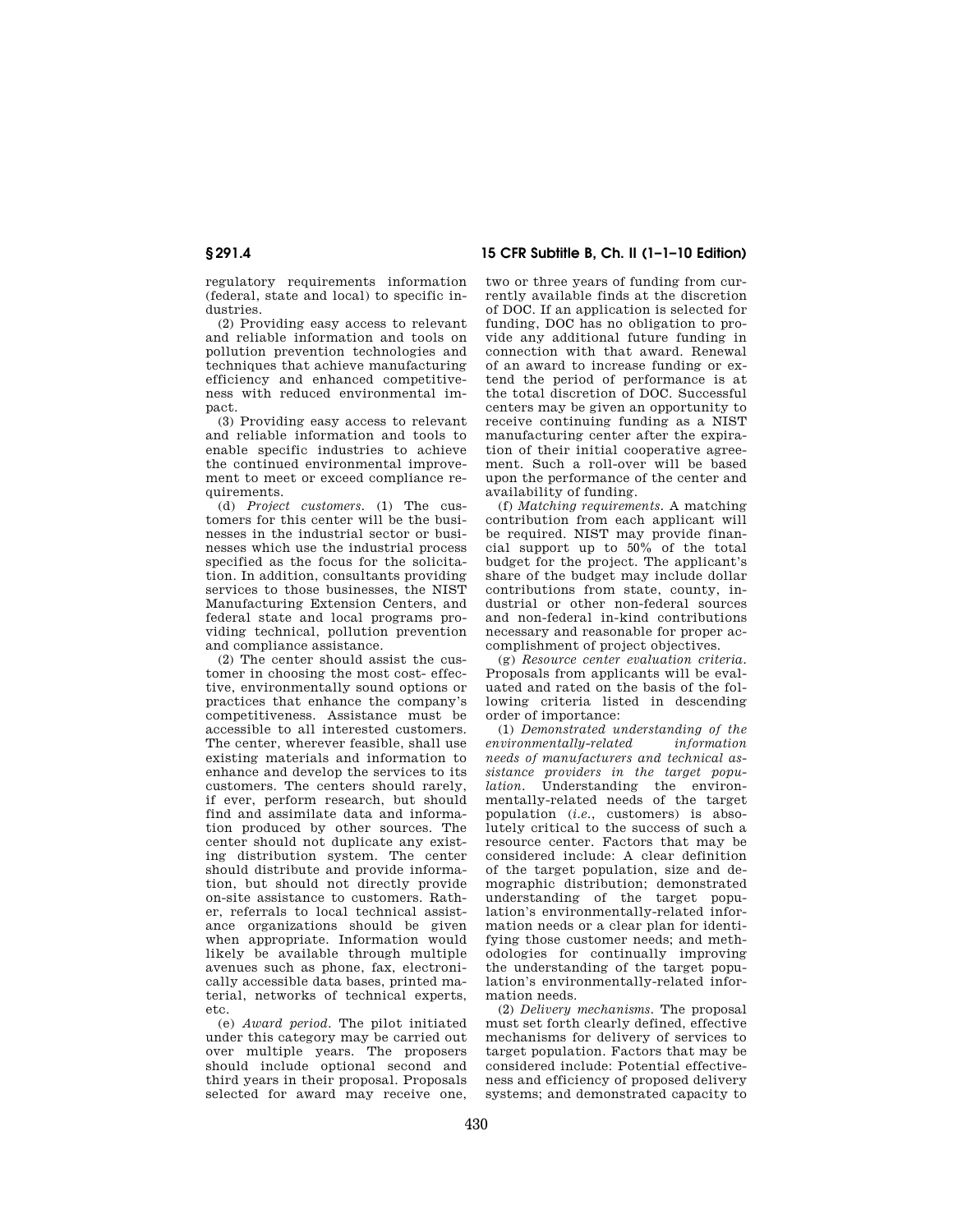regulatory requirements information (federal, state and local) to specific industries.

(2) Providing easy access to relevant and reliable information and tools on pollution prevention technologies and techniques that achieve manufacturing efficiency and enhanced competitiveness with reduced environmental impact.

(3) Providing easy access to relevant and reliable information and tools to enable specific industries to achieve the continued environmental improvement to meet or exceed compliance requirements.

(d) *Project customers.* (1) The customers for this center will be the businesses in the industrial sector or businesses which use the industrial process specified as the focus for the solicitation. In addition, consultants providing services to those businesses, the NIST Manufacturing Extension Centers, and federal state and local programs providing technical, pollution prevention and compliance assistance.

(2) The center should assist the customer in choosing the most cost- effective, environmentally sound options or practices that enhance the company's competitiveness. Assistance must be accessible to all interested customers. The center, wherever feasible, shall use existing materials and information to enhance and develop the services to its customers. The centers should rarely, if ever, perform research, but should find and assimilate data and information produced by other sources. The center should not duplicate any existing distribution system. The center should distribute and provide information, but should not directly provide on-site assistance to customers. Rather, referrals to local technical assistance organizations should be given when appropriate. Information would likely be available through multiple avenues such as phone, fax, electronically accessible data bases, printed material, networks of technical experts, etc.

(e) *Award period.* The pilot initiated under this category may be carried out over multiple years. The proposers should include optional second and third years in their proposal. Proposals selected for award may receive one, two or three years of funding from currently available finds at the discretion of DOC. If an application is selected for funding, DOC has no obligation to provide any additional future funding in connection with that award. Renewal of an award to increase funding or extend the period of performance is at the total discretion of DOC. Successful centers may be given an opportunity to receive continuing funding as a NIST manufacturing center after the expiration of their initial cooperative agreement. Such a roll-over will be based upon the performance of the center and availability of funding.

(f) *Matching requirements.* A matching contribution from each applicant will be required. NIST may provide financial support up to 50% of the total budget for the project. The applicant's share of the budget may include dollar contributions from state, county, industrial or other non-federal sources and non-federal in-kind contributions necessary and reasonable for proper accomplishment of project objectives.

(g) *Resource center evaluation criteria.* Proposals from applicants will be evaluated and rated on the basis of the following criteria listed in descending order of importance:

(1) *Demonstrated understanding of the environmentally-related information needs of manufacturers and technical assistance providers in the target population.* Understanding the environmentally-related needs of the target population (*i.e.,* customers) is absolutely critical to the success of such a resource center. Factors that may be considered include: A clear definition of the target population, size and demographic distribution; demonstrated understanding of the target population's environmentally-related information needs or a clear plan for identifying those customer needs; and methodologies for continually improving the understanding of the target population's environmentally-related information needs.

(2) *Delivery mechanisms.* The proposal must set forth clearly defined, effective mechanisms for delivery of services to target population. Factors that may be considered include: Potential effectiveness and efficiency of proposed delivery systems; and demonstrated capacity to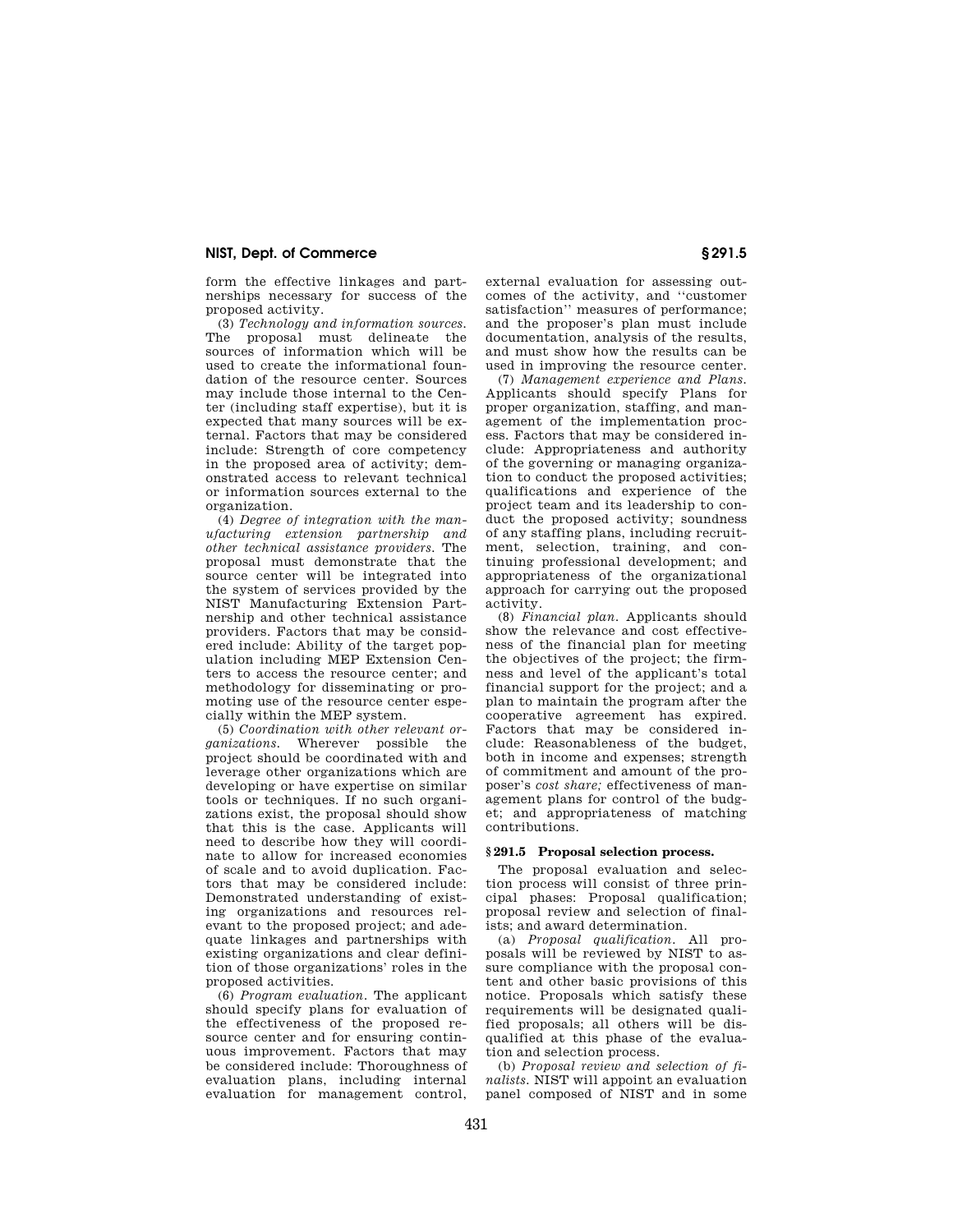form the effective linkages and partnerships necessary for success of the proposed activity.

(3) *Technology and information sources.* The proposal must delineate the sources of information which will be used to create the informational foundation of the resource center. Sources may include those internal to the Center (including staff expertise), but it is expected that many sources will be external. Factors that may be considered include: Strength of core competency in the proposed area of activity; demonstrated access to relevant technical or information sources external to the organization.

(4) *Degree of integration with the manufacturing extension partnership and other technical assistance providers.* The proposal must demonstrate that the source center will be integrated into the system of services provided by the NIST Manufacturing Extension Partnership and other technical assistance providers. Factors that may be considered include: Ability of the target population including MEP Extension Centers to access the resource center; and methodology for disseminating or promoting use of the resource center especially within the MEP system.

(5) *Coordination with other relevant organizations.* Wherever possible the project should be coordinated with and leverage other organizations which are developing or have expertise on similar tools or techniques. If no such organizations exist, the proposal should show that this is the case. Applicants will need to describe how they will coordinate to allow for increased economies of scale and to avoid duplication. Factors that may be considered include: Demonstrated understanding of existing organizations and resources relevant to the proposed project; and adequate linkages and partnerships with existing organizations and clear definition of those organizations' roles in the proposed activities.

(6) *Program evaluation.* The applicant should specify plans for evaluation of the effectiveness of the proposed resource center and for ensuring continuous improvement. Factors that may be considered include: Thoroughness of evaluation plans, including internal evaluation for management control, external evaluation for assessing outcomes of the activity, and "customer satisfaction" measures of performance; and the proposer's plan must include documentation, analysis of the results, and must show how the results can be used in improving the resource center.

(7) *Management experience and Plans.* Applicants should specify Plans for proper organization, staffing, and management of the implementation process. Factors that may be considered include: Appropriateness and authority of the governing or managing organization to conduct the proposed activities; qualifications and experience of the project team and its leadership to conduct the proposed activity; soundness of any staffing plans, including recruitment, selection, training, and continuing professional development; and appropriateness of the organizational approach for carrying out the proposed activity.

(8) *Financial plan.* Applicants should show the relevance and cost effectiveness of the financial plan for meeting the objectives of the project; the firmness and level of the applicant's total financial support for the project; and a plan to maintain the program after the cooperative agreement has expired. Factors that may be considered include: Reasonableness of the budget, both in income and expenses; strength of commitment and amount of the proposer's *cost share;* effectiveness of management plans for control of the budget; and appropriateness of matching contributions.

### § 291.5 Proposal selection process.

The proposal evaluation and selection process will consist of three principal phases: Proposal qualification; proposal review and selection of finalists; and award determination.

(a) *Proposal qualification.* All proposals will be reviewed by NIST to assure compliance with the proposal content and other basic provisions of this notice. Proposals which satisfy these requirements will be designated qualified proposals; all others will be disqualified at this phase of the evaluation and selection process.

(b) *Proposal review and selection of finalists.* NIST will appoint an evaluation panel composed of NIST and in some